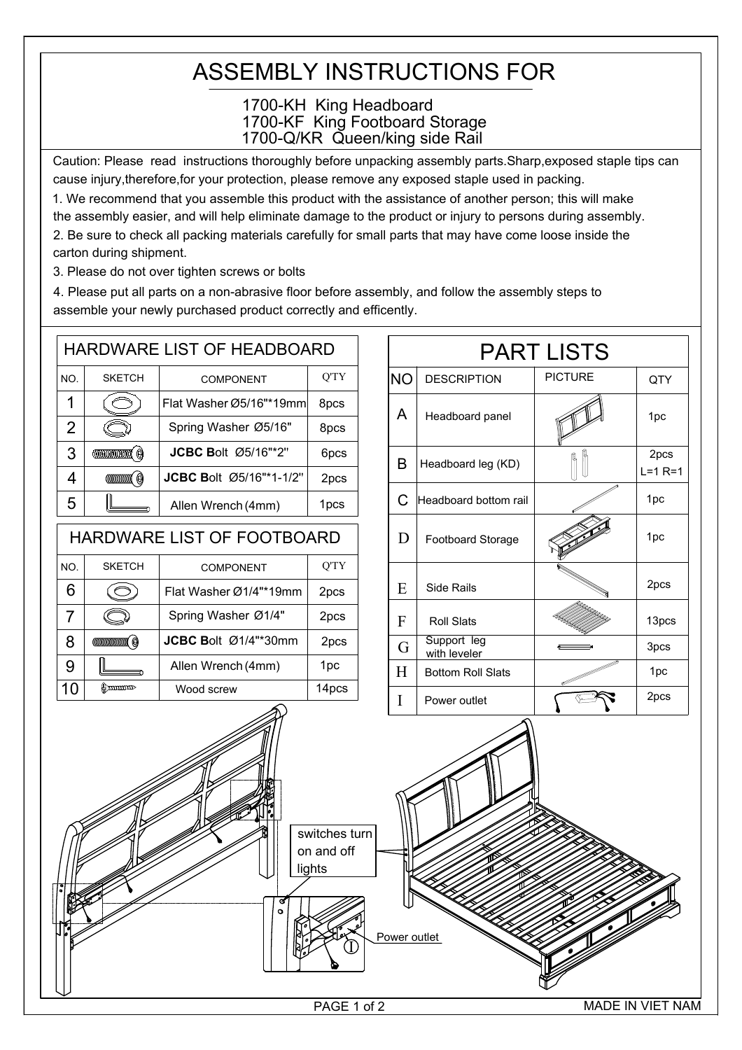# ASSEMBLY INSTRUCTIONS FOR

1700-KH King Headboard
1700-KF King Footboard Storage
1700-Q/KR Queen/king side Rail

Caution: Please read instructions thoroughly before unpacking assembly parts.Sharp,exposed staple tips can cause injury,therefore,for your protection, please remove any exposed staple used in packing.

1. We recommend that you assemble this product with the assistance of another person; this will make the assembly easier, and will help eliminate damage to the product or injury to persons during assembly.
2. Be sure to check all packing materials carefully for small parts that may have come loose inside the carton during shipment.
3. Please do not over tighten screws or bolts
4. Please put all parts on a non-abrasive floor before assembly, and follow the assembly steps to assemble your newly purchased product correctly and efficently.

## HARDWARE LIST OF HEADBOARD

| NO. | SKETCH | COMPONENT | Q'TY |
|---|---|---|---|
| 1 | | Flat Washer Ø5/16"*19mm | 8pcs |
| 2 | | Spring Washer Ø5/16" | 8pcs |
| 3 | | **JCBC B**olt Ø5/16"*2" | 6pcs |
| 4 | | **JCBC B**olt Ø5/16"*1-1/2" | 2pcs |
| 5 | | Allen Wrench (4mm) | 1pcs |

## HARDWARE LIST OF FOOTBOARD

| NO. | SKETCH | COMPONENT | Q'TY |
|---|---|---|---|
| 6 | | Flat Washer Ø1/4"*19mm | 2pcs |
| 7 | | Spring Washer Ø1/4" | 2pcs |
| 8 | | **JCBC B**olt Ø1/4"*30mm | 2pcs |
| 9 | | Allen Wrench (4mm) | 1pc |
| 10 | | Wood screw | 14pcs |

## PART LISTS

| NO | DESCRIPTION | PICTURE | QTY |
|---|---|---|---|
| A | Headboard panel | | 1pc |
| B | Headboard leg (KD) | | 2pcs L=1 R=1 |
| C | Headboard bottom rail | | 1pc |
| D | Footboard Storage | | 1pc |
| E | Side Rails | | 2pcs |
| F | Roll Slats | | 13pcs |
| G | Support leg with leveler | | 3pcs |
| H | Bottom Roll Slats | | 1pc |
| I | Power outlet | | 2pcs |

switches turn on and off lights

Power outlet

I

MADE IN VIET NAM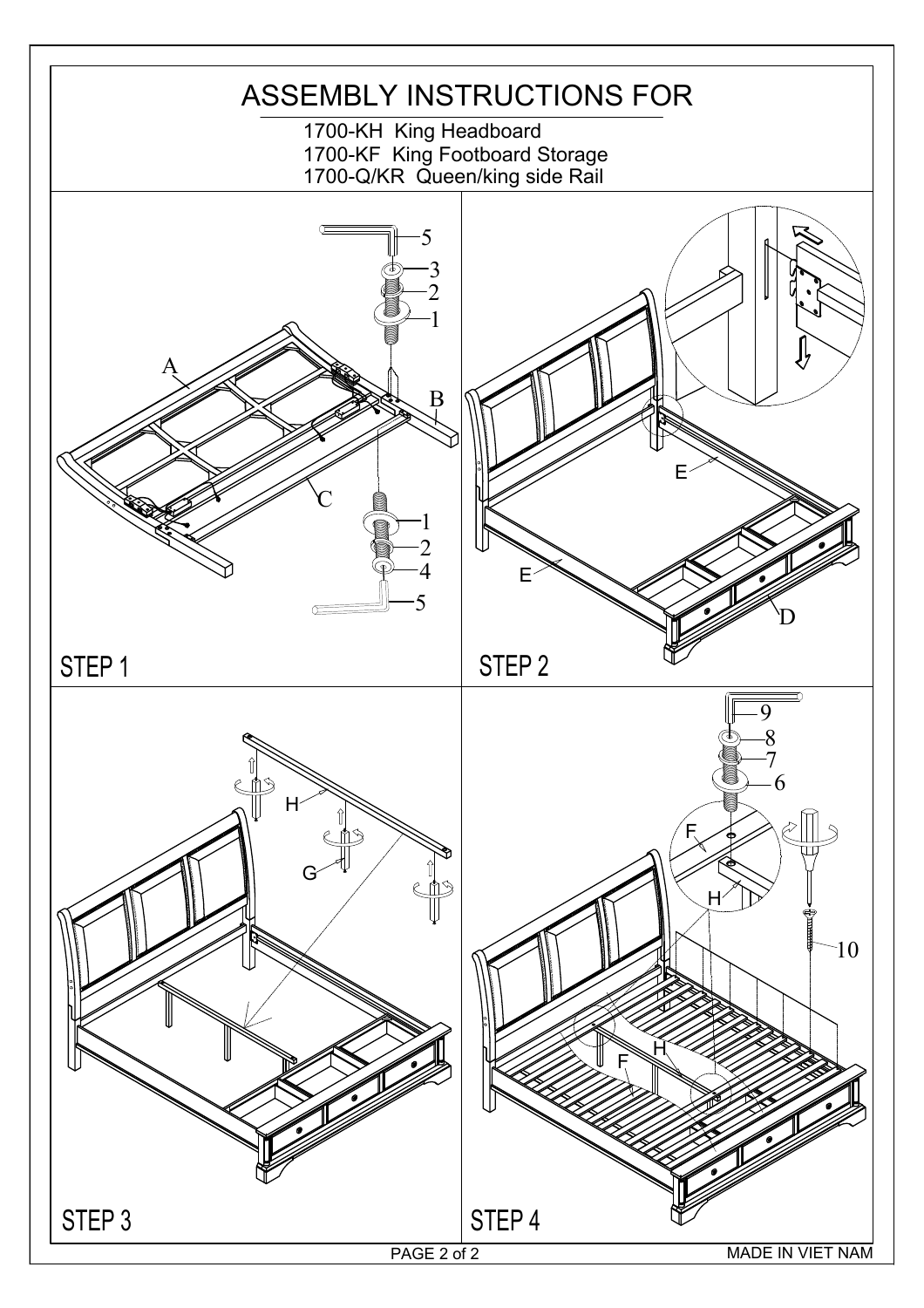# ASSEMBLY INSTRUCTIONS FOR

1700-KH King Headboard
1700-KF King Footboard Storage
1700-Q/KR Queen/king side Rail

STEP 1

A
B
C
1
2
3
4
5

STEP 2

D
E

STEP 3

G
H

STEP 4

F
H
6
7
8
9
10

MADE IN VIET NAM